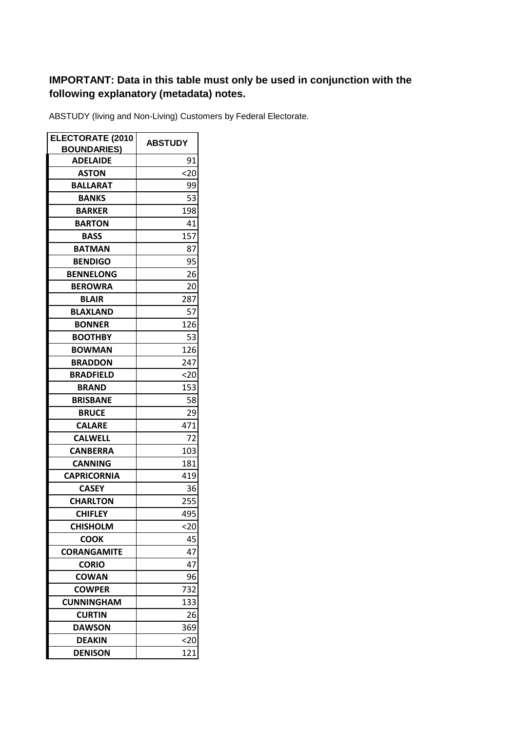**IMPORTANT: Data in this table must only be used in conjunction with the following explanatory (metadata) notes.**

ABSTUDY (living and Non-Living) Customers by Federal Electorate.

| ELECTORATE (2010 BOUNDARIES) | ABSTUDY |
|---|---|
| ADELAIDE | 91 |
| ASTON | <20 |
| BALLARAT | 99 |
| BANKS | 53 |
| BARKER | 198 |
| BARTON | 41 |
| BASS | 157 |
| BATMAN | 87 |
| BENDIGO | 95 |
| BENNELONG | 26 |
| BEROWRA | 20 |
| BLAIR | 287 |
| BLAXLAND | 57 |
| BONNER | 126 |
| BOOTHBY | 53 |
| BOWMAN | 126 |
| BRADDON | 247 |
| BRADFIELD | <20 |
| BRAND | 153 |
| BRISBANE | 58 |
| BRUCE | 29 |
| CALARE | 471 |
| CALWELL | 72 |
| CANBERRA | 103 |
| CANNING | 181 |
| CAPRICORNIA | 419 |
| CASEY | 36 |
| CHARLTON | 255 |
| CHIFLEY | 495 |
| CHISHOLM | <20 |
| COOK | 45 |
| CORANGAMITE | 47 |
| CORIO | 47 |
| COWAN | 96 |
| COWPER | 732 |
| CUNNINGHAM | 133 |
| CURTIN | 26 |
| DAWSON | 369 |
| DEAKIN | <20 |
| DENISON | 121 |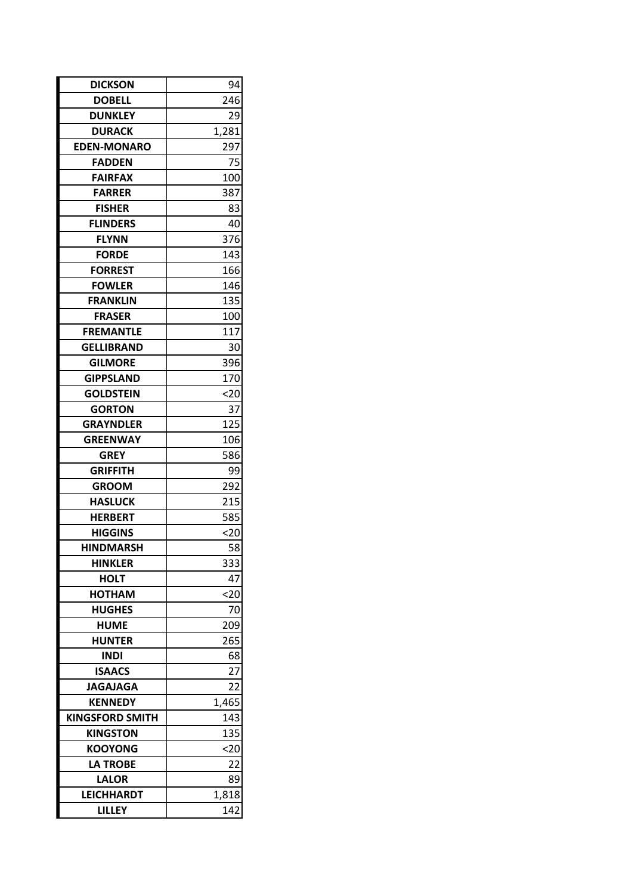| DICKSON | 94 |
|---|---|
| DOBELL | 246 |
| DUNKLEY | 29 |
| DURACK | 1,281 |
| EDEN-MONARO | 297 |
| FADDEN | 75 |
| FAIRFAX | 100 |
| FARRER | 387 |
| FISHER | 83 |
| FLINDERS | 40 |
| FLYNN | 376 |
| FORDE | 143 |
| FORREST | 166 |
| FOWLER | 146 |
| FRANKLIN | 135 |
| FRASER | 100 |
| FREMANTLE | 117 |
| GELLIBRAND | 30 |
| GILMORE | 396 |
| GIPPSLAND | 170 |
| GOLDSTEIN | <20 |
| GORTON | 37 |
| GRAYNDLER | 125 |
| GREENWAY | 106 |
| GREY | 586 |
| GRIFFITH | 99 |
| GROOM | 292 |
| HASLUCK | 215 |
| HERBERT | 585 |
| HIGGINS | <20 |
| HINDMARSH | 58 |
| HINKLER | 333 |
| HOLT | 47 |
| HOTHAM | <20 |
| HUGHES | 70 |
| HUME | 209 |
| HUNTER | 265 |
| INDI | 68 |
| ISAACS | 27 |
| JAGAJAGA | 22 |
| KENNEDY | 1,465 |
| KINGSFORD SMITH | 143 |
| KINGSTON | 135 |
| KOOYONG | <20 |
| LA TROBE | 22 |
| LALOR | 89 |
| LEICHHARDT | 1,818 |
| LILLEY | 142 |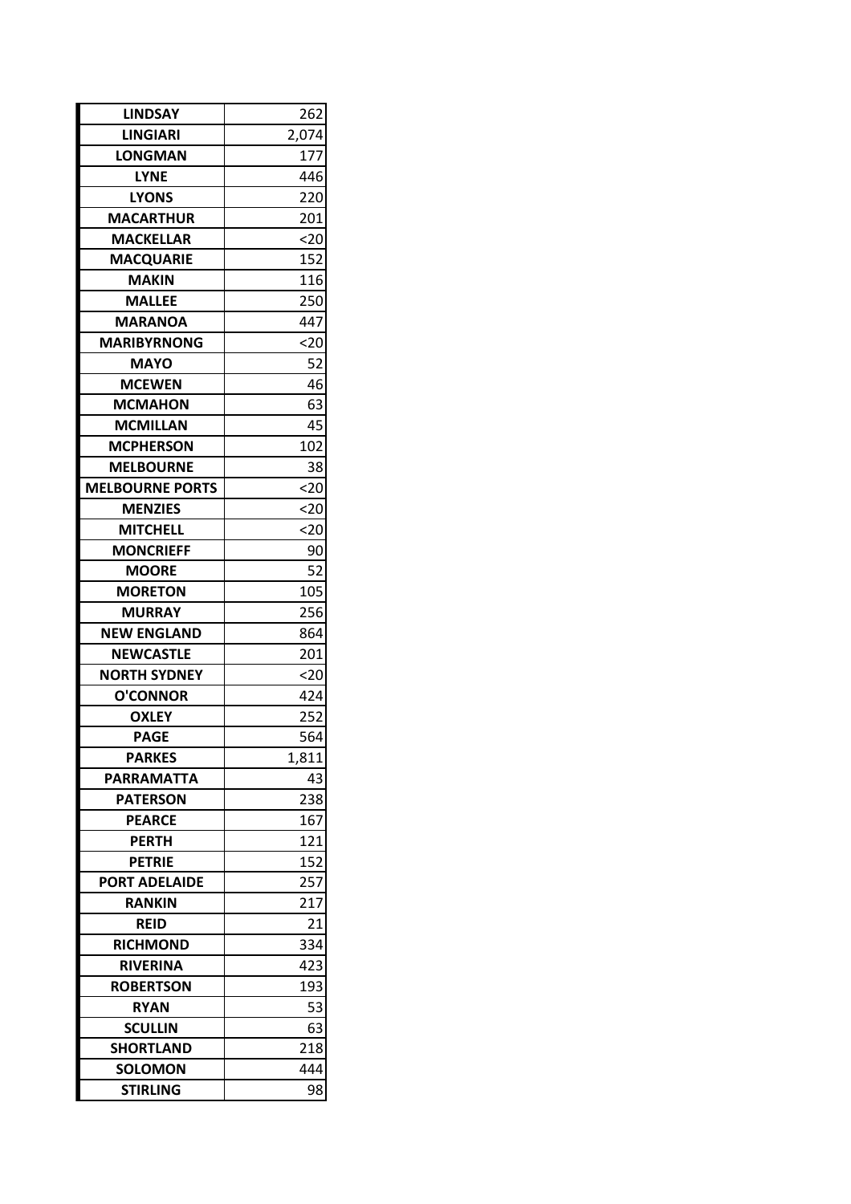| LINDSAY | 262 |
| --- | --- |
| LINGIARI | 2,074 |
| LONGMAN | 177 |
| LYNE | 446 |
| LYONS | 220 |
| MACARTHUR | 201 |
| MACKELLAR | <20 |
| MACQUARIE | 152 |
| MAKIN | 116 |
| MALLEE | 250 |
| MARANOA | 447 |
| MARIBYRNONG | <20 |
| MAYO | 52 |
| MCEWEN | 46 |
| MCMAHON | 63 |
| MCMILLAN | 45 |
| MCPHERSON | 102 |
| MELBOURNE | 38 |
| MELBOURNE PORTS | <20 |
| MENZIES | <20 |
| MITCHELL | <20 |
| MONCRIEFF | 90 |
| MOORE | 52 |
| MORETON | 105 |
| MURRAY | 256 |
| NEW ENGLAND | 864 |
| NEWCASTLE | 201 |
| NORTH SYDNEY | <20 |
| O'CONNOR | 424 |
| OXLEY | 252 |
| PAGE | 564 |
| PARKES | 1,811 |
| PARRAMATTA | 43 |
| PATERSON | 238 |
| PEARCE | 167 |
| PERTH | 121 |
| PETRIE | 152 |
| PORT ADELAIDE | 257 |
| RANKIN | 217 |
| REID | 21 |
| RICHMOND | 334 |
| RIVERINA | 423 |
| ROBERTSON | 193 |
| RYAN | 53 |
| SCULLIN | 63 |
| SHORTLAND | 218 |
| SOLOMON | 444 |
| STIRLING | 98 |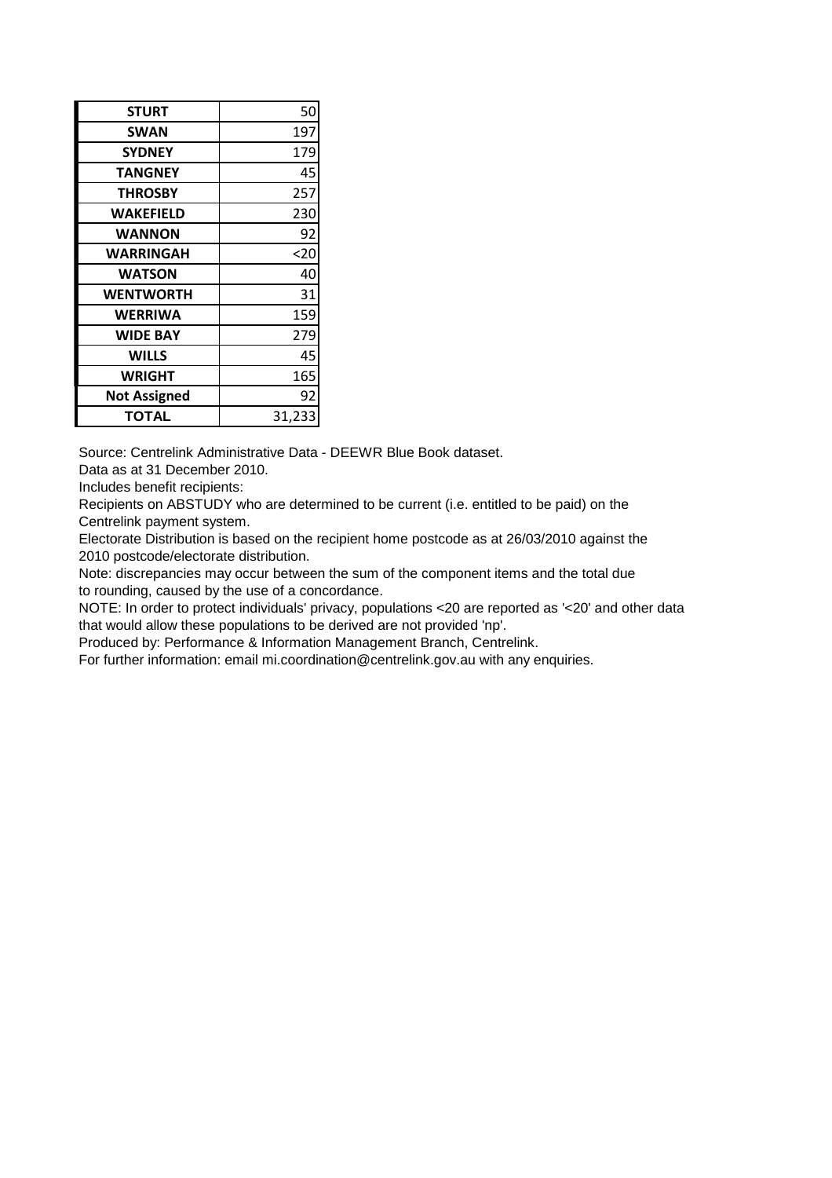| | |
|---|---|
| **STURT** | 50 |
| **SWAN** | 197 |
| **SYDNEY** | 179 |
| **TANGNEY** | 45 |
| **THROSBY** | 257 |
| **WAKEFIELD** | 230 |
| **WANNON** | 92 |
| **WARRINGAH** | <20 |
| **WATSON** | 40 |
| **WENTWORTH** | 31 |
| **WERRIWA** | 159 |
| **WIDE BAY** | 279 |
| **WILLS** | 45 |
| **WRIGHT** | 165 |
| **Not Assigned** | 92 |
| **TOTAL** | 31,233 |

Source: Centrelink Administrative Data - DEEWR Blue Book dataset.

Data as at 31 December 2010.

Includes benefit recipients:

Recipients on ABSTUDY who are determined to be current (i.e. entitled to be paid) on the Centrelink payment system.

Electorate Distribution is based on the recipient home postcode as at 26/03/2010 against the 2010 postcode/electorate distribution.

Note: discrepancies may occur between the sum of the component items and the total due to rounding, caused by the use of a concordance.

NOTE: In order to protect individuals' privacy, populations <20 are reported as '<20' and other data that would allow these populations to be derived are not provided 'np'.

Produced by: Performance & Information Management Branch, Centrelink.

For further information: email mi.coordination@centrelink.gov.au with any enquiries.